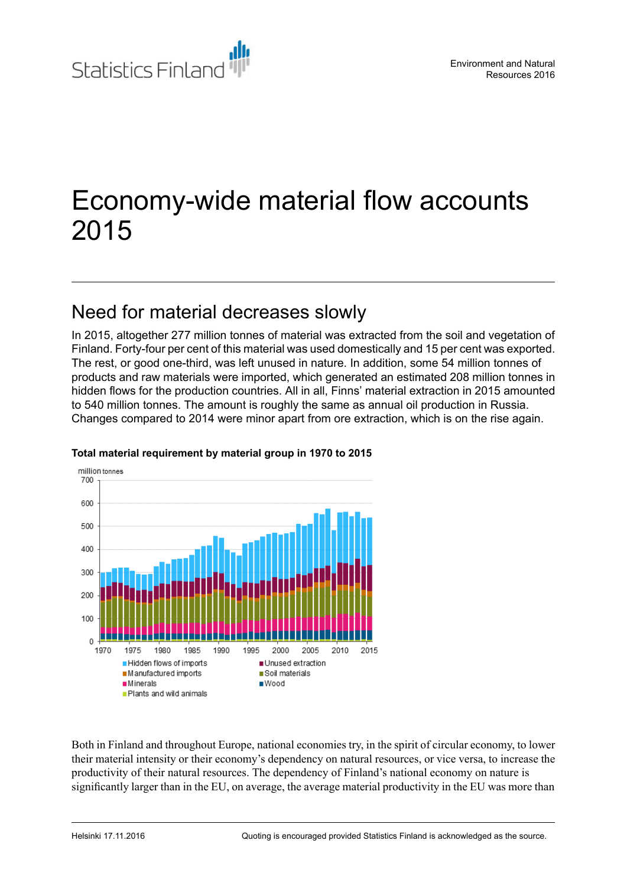# Economy-wide material flow accounts 2015

## Need for material decreases slowly

In 2015, altogether 277 million tonnes of material was extracted from the soil and vegetation of Finland. Forty-four per cent of this material was used domestically and 15 per cent was exported. The rest, or good one-third, was left unused in nature. In addition, some 54 million tonnes of products and raw materials were imported, which generated an estimated 208 million tonnes in hidden flows for the production countries. All in all, Finns' material extraction in 2015 amounted to 540 million tonnes. The amount is roughly the same as annual oil production in Russia. Changes compared to 2014 were minor apart from ore extraction, which is on the rise again.

**Total material requirement by material group in 1970 to 2015**

Both in Finland and throughout Europe, national economies try, in the spirit of circular economy, to lower their material intensity or their economy's dependency on natural resources, or vice versa, to increase the productivity of their natural resources. The dependency of Finland's national economy on nature is significantly larger than in the EU, on average, the average material productivity in the EU was more than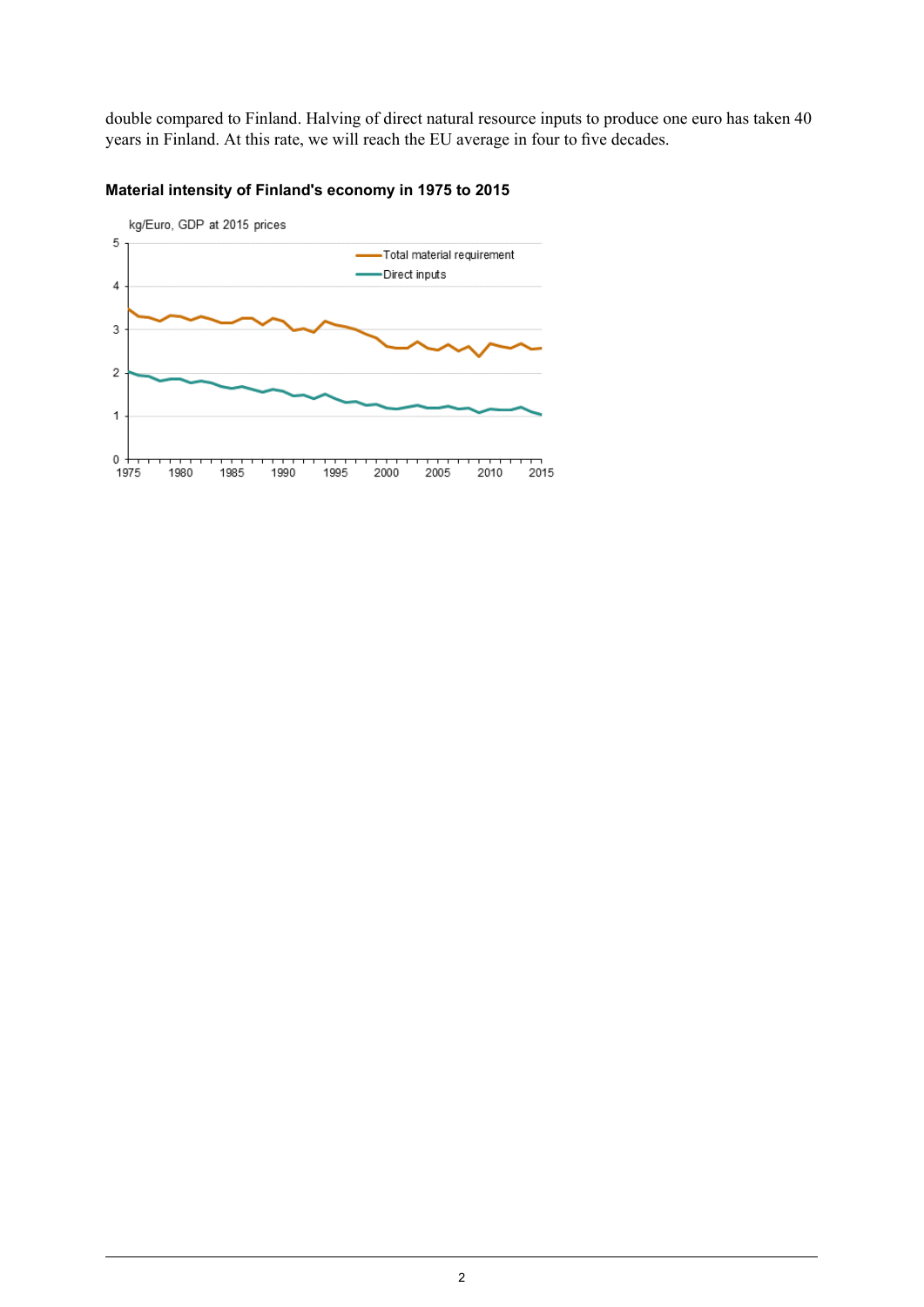double compared to Finland. Halving of direct natural resource inputs to produce one euro has taken 40 years in Finland. At this rate, we will reach the EU average in four to five decades.

**Material intensity of Finland's economy in 1975 to 2015**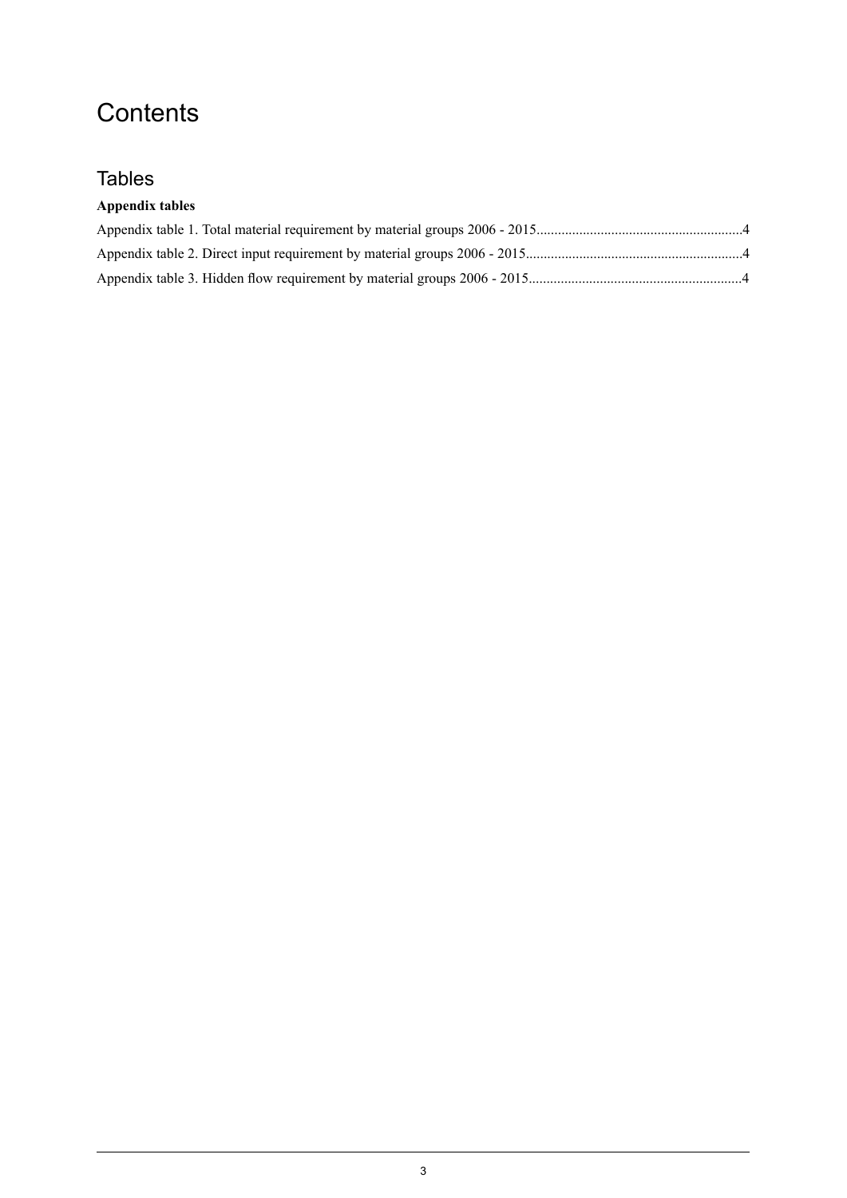# Contents

## Tables

**Appendix tables**

Appendix table 1. Total material requirement by material groups 2006 - 2015.........................................................4

Appendix table 2. Direct input requirement by material groups 2006 - 2015............................................................4

Appendix table 3. Hidden flow requirement by material groups 2006 - 2015...........................................................4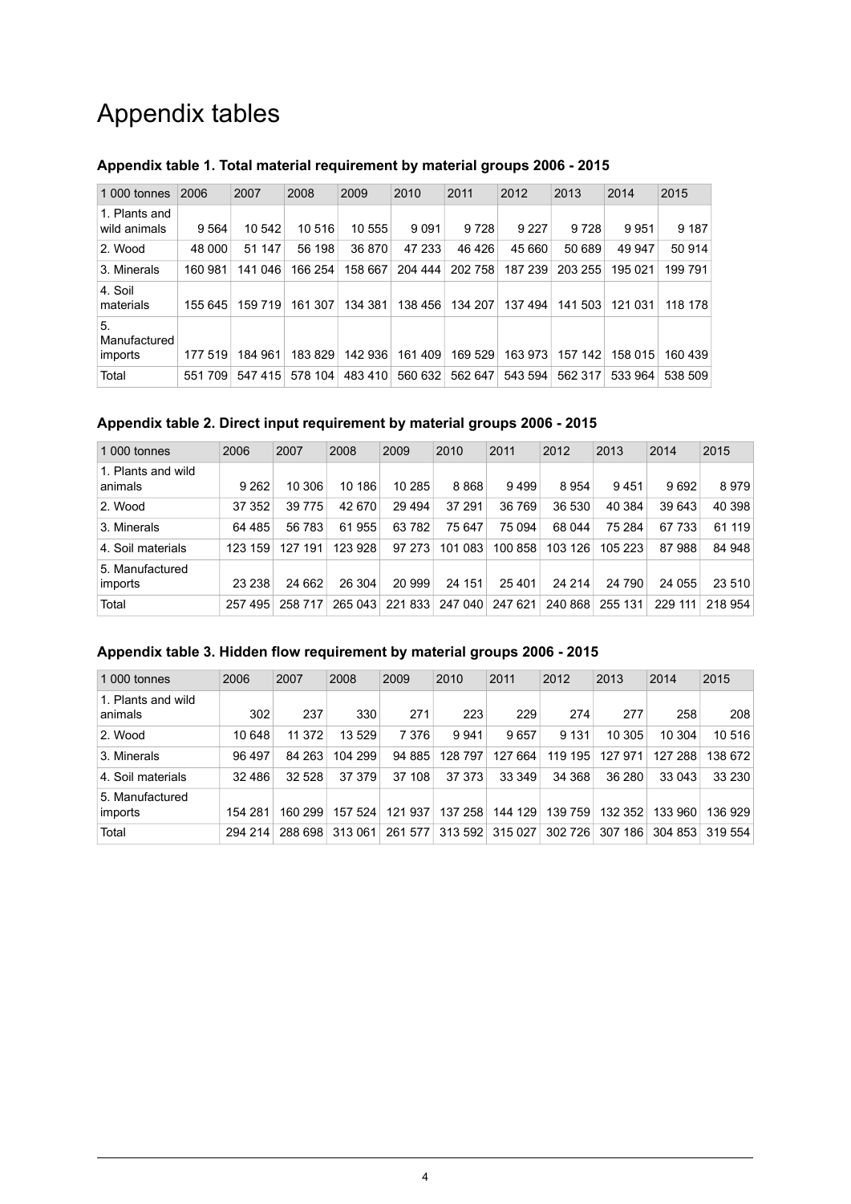# Appendix tables

### Appendix table 1. Total material requirement by material groups 2006 - 2015

| 1 000 tonnes | 2006 | 2007 | 2008 | 2009 | 2010 | 2011 | 2012 | 2013 | 2014 | 2015 |
|---|---|---|---|---|---|---|---|---|---|---|
| 1. Plants and wild animals | 9 564 | 10 542 | 10 516 | 10 555 | 9 091 | 9 728 | 9 227 | 9 728 | 9 951 | 9 187 |
| 2. Wood | 48 000 | 51 147 | 56 198 | 36 870 | 47 233 | 46 426 | 45 660 | 50 689 | 49 947 | 50 914 |
| 3. Minerals | 160 981 | 141 046 | 166 254 | 158 667 | 204 444 | 202 758 | 187 239 | 203 255 | 195 021 | 199 791 |
| 4. Soil materials | 155 645 | 159 719 | 161 307 | 134 381 | 138 456 | 134 207 | 137 494 | 141 503 | 121 031 | 118 178 |
| 5. Manufactured imports | 177 519 | 184 961 | 183 829 | 142 936 | 161 409 | 169 529 | 163 973 | 157 142 | 158 015 | 160 439 |
| Total | 551 709 | 547 415 | 578 104 | 483 410 | 560 632 | 562 647 | 543 594 | 562 317 | 533 964 | 538 509 |

### Appendix table 2. Direct input requirement by material groups 2006 - 2015

| 1 000 tonnes | 2006 | 2007 | 2008 | 2009 | 2010 | 2011 | 2012 | 2013 | 2014 | 2015 |
|---|---|---|---|---|---|---|---|---|---|---|
| 1. Plants and wild animals | 9 262 | 10 306 | 10 186 | 10 285 | 8 868 | 9 499 | 8 954 | 9 451 | 9 692 | 8 979 |
| 2. Wood | 37 352 | 39 775 | 42 670 | 29 494 | 37 291 | 36 769 | 36 530 | 40 384 | 39 643 | 40 398 |
| 3. Minerals | 64 485 | 56 783 | 61 955 | 63 782 | 75 647 | 75 094 | 68 044 | 75 284 | 67 733 | 61 119 |
| 4. Soil materials | 123 159 | 127 191 | 123 928 | 97 273 | 101 083 | 100 858 | 103 126 | 105 223 | 87 988 | 84 948 |
| 5. Manufactured imports | 23 238 | 24 662 | 26 304 | 20 999 | 24 151 | 25 401 | 24 214 | 24 790 | 24 055 | 23 510 |
| Total | 257 495 | 258 717 | 265 043 | 221 833 | 247 040 | 247 621 | 240 868 | 255 131 | 229 111 | 218 954 |

### Appendix table 3. Hidden flow requirement by material groups 2006 - 2015

| 1 000 tonnes | 2006 | 2007 | 2008 | 2009 | 2010 | 2011 | 2012 | 2013 | 2014 | 2015 |
|---|---|---|---|---|---|---|---|---|---|---|
| 1. Plants and wild animals | 302 | 237 | 330 | 271 | 223 | 229 | 274 | 277 | 258 | 208 |
| 2. Wood | 10 648 | 11 372 | 13 529 | 7 376 | 9 941 | 9 657 | 9 131 | 10 305 | 10 304 | 10 516 |
| 3. Minerals | 96 497 | 84 263 | 104 299 | 94 885 | 128 797 | 127 664 | 119 195 | 127 971 | 127 288 | 138 672 |
| 4. Soil materials | 32 486 | 32 528 | 37 379 | 37 108 | 37 373 | 33 349 | 34 368 | 36 280 | 33 043 | 33 230 |
| 5. Manufactured imports | 154 281 | 160 299 | 157 524 | 121 937 | 137 258 | 144 129 | 139 759 | 132 352 | 133 960 | 136 929 |
| Total | 294 214 | 288 698 | 313 061 | 261 577 | 313 592 | 315 027 | 302 726 | 307 186 | 304 853 | 319 554 |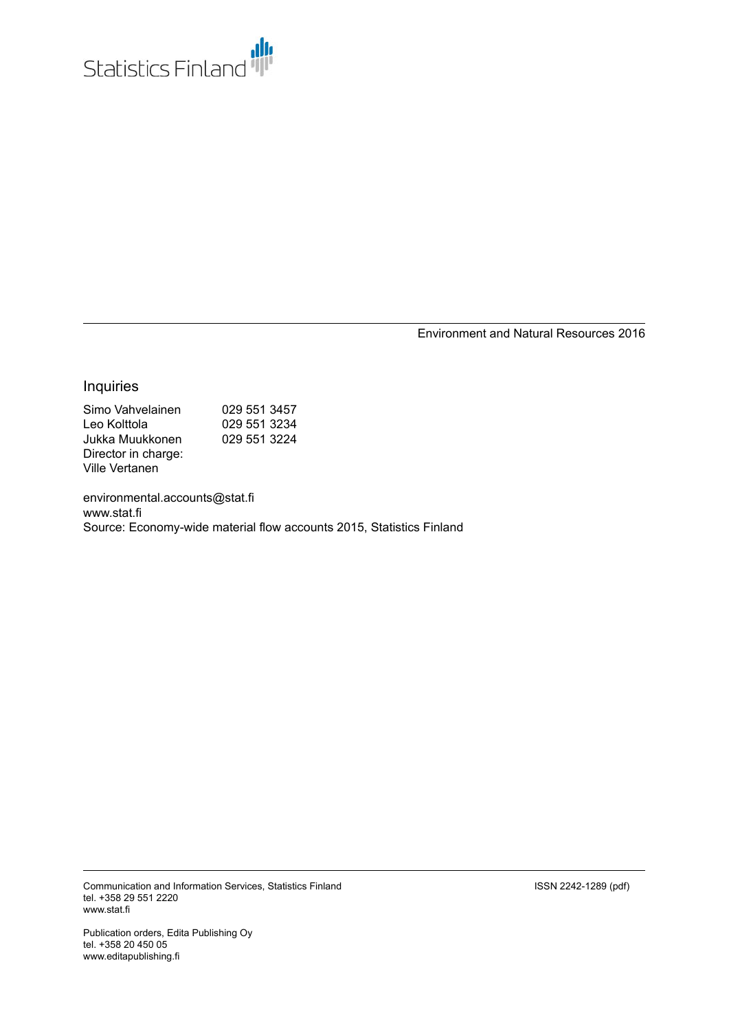Statistics Finland

Environment and Natural Resources 2016

## Inquiries

| | |
|---|---|
| Simo Vahvelainen | 029 551 3457 |
| Leo Kolttola | 029 551 3234 |
| Jukka Muukkonen | 029 551 3224 |
| Director in charge: | |
| Ville Vertanen | |

environmental.accounts@stat.fi
www.stat.fi
Source: Economy-wide material flow accounts 2015, Statistics Finland

Communication and Information Services, Statistics Finland
tel. +358 29 551 2220
www.stat.fi

ISSN 2242-1289 (pdf)

Publication orders, Edita Publishing Oy
tel. +358 20 450 05
www.editapublishing.fi